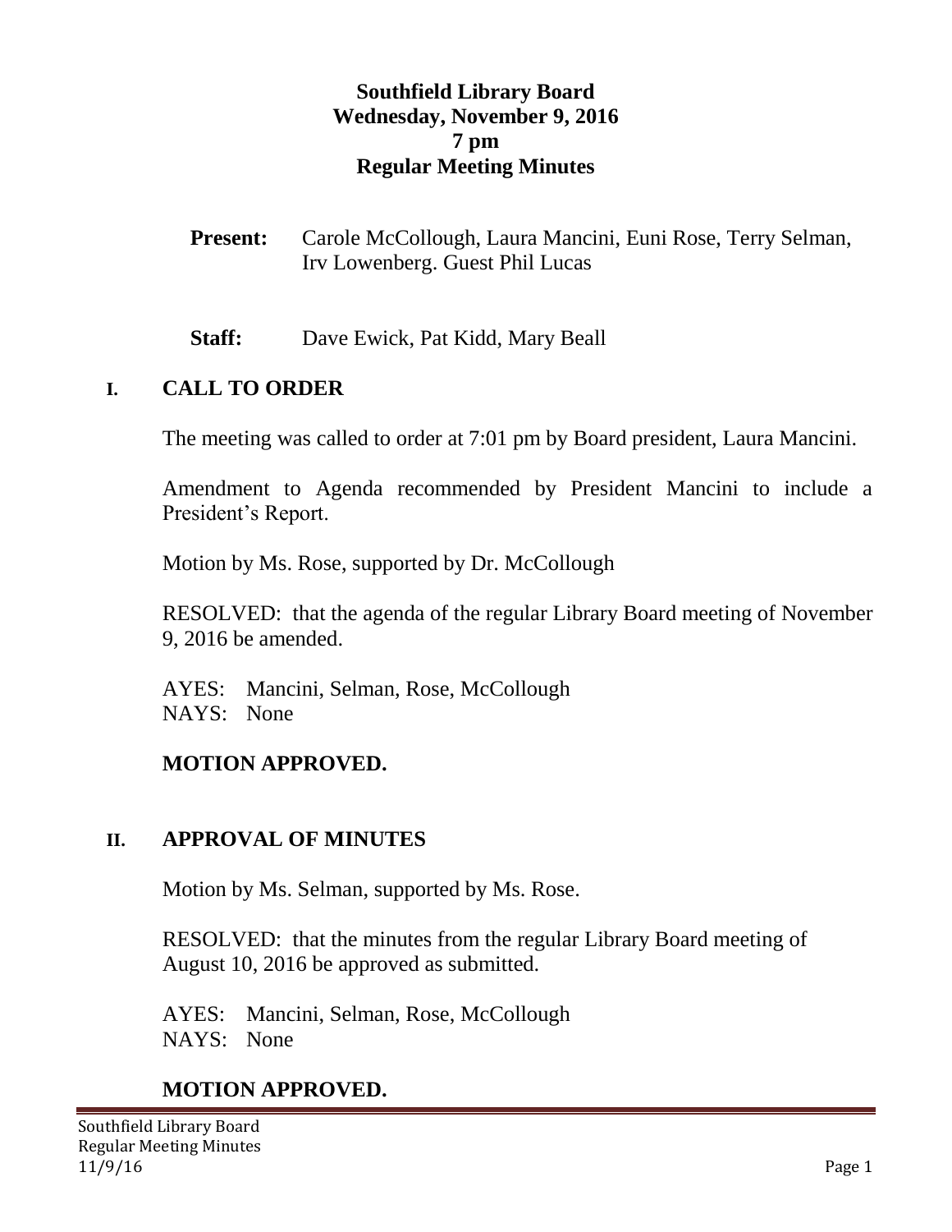# Southfield Library Board
## Wednesday, November 9, 2016
## 7 pm
## Regular Meeting Minutes

**Present:** Carole McCollough, Laura Mancini, Euni Rose, Terry Selman, Irv Lowenberg. Guest Phil Lucas

**Staff:** Dave Ewick, Pat Kidd, Mary Beall

## I. CALL TO ORDER

The meeting was called to order at 7:01 pm by Board president, Laura Mancini.

Amendment to Agenda recommended by President Mancini to include a President's Report.

Motion by Ms. Rose, supported by Dr. McCollough

RESOLVED: that the agenda of the regular Library Board meeting of November 9, 2016 be amended.

AYES: Mancini, Selman, Rose, McCollough
NAYS: None

**MOTION APPROVED.**

## II. APPROVAL OF MINUTES

Motion by Ms. Selman, supported by Ms. Rose.

RESOLVED: that the minutes from the regular Library Board meeting of August 10, 2016 be approved as submitted.

AYES: Mancini, Selman, Rose, McCollough
NAYS: None

**MOTION APPROVED.**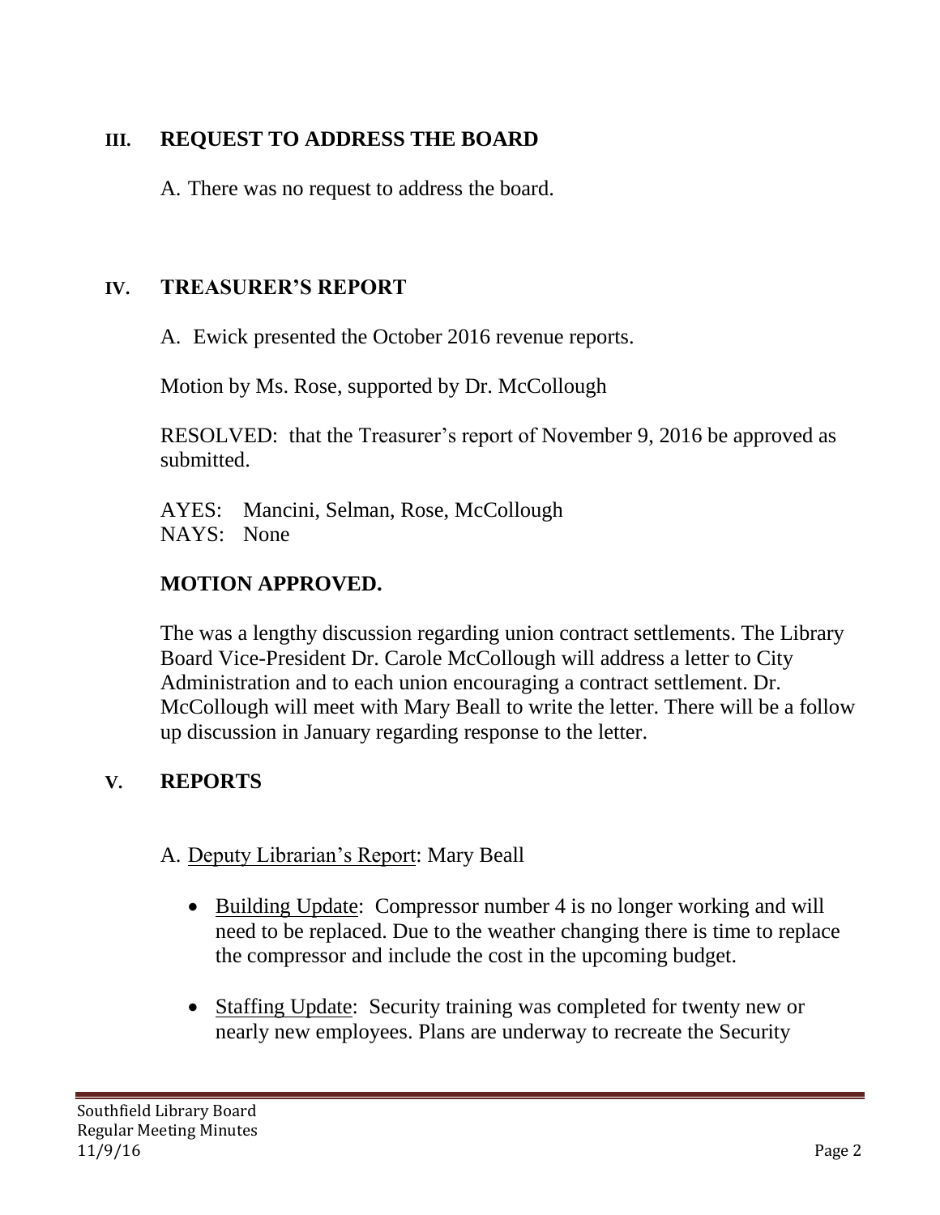## III. REQUEST TO ADDRESS THE BOARD

A. There was no request to address the board.

## IV. TREASURER'S REPORT

A. Ewick presented the October 2016 revenue reports.

Motion by Ms. Rose, supported by Dr. McCollough

RESOLVED: that the Treasurer's report of November 9, 2016 be approved as submitted.

AYES: Mancini, Selman, Rose, McCollough
NAYS: None

**MOTION APPROVED.**

The was a lengthy discussion regarding union contract settlements. The Library Board Vice-President Dr. Carole McCollough will address a letter to City Administration and to each union encouraging a contract settlement. Dr. McCollough will meet with Mary Beall to write the letter. There will be a follow up discussion in January regarding response to the letter.

## V. REPORTS

A. Deputy Librarian's Report: Mary Beall

- Building Update: Compressor number 4 is no longer working and will need to be replaced. Due to the weather changing there is time to replace the compressor and include the cost in the upcoming budget.

- Staffing Update: Security training was completed for twenty new or nearly new employees. Plans are underway to recreate the Security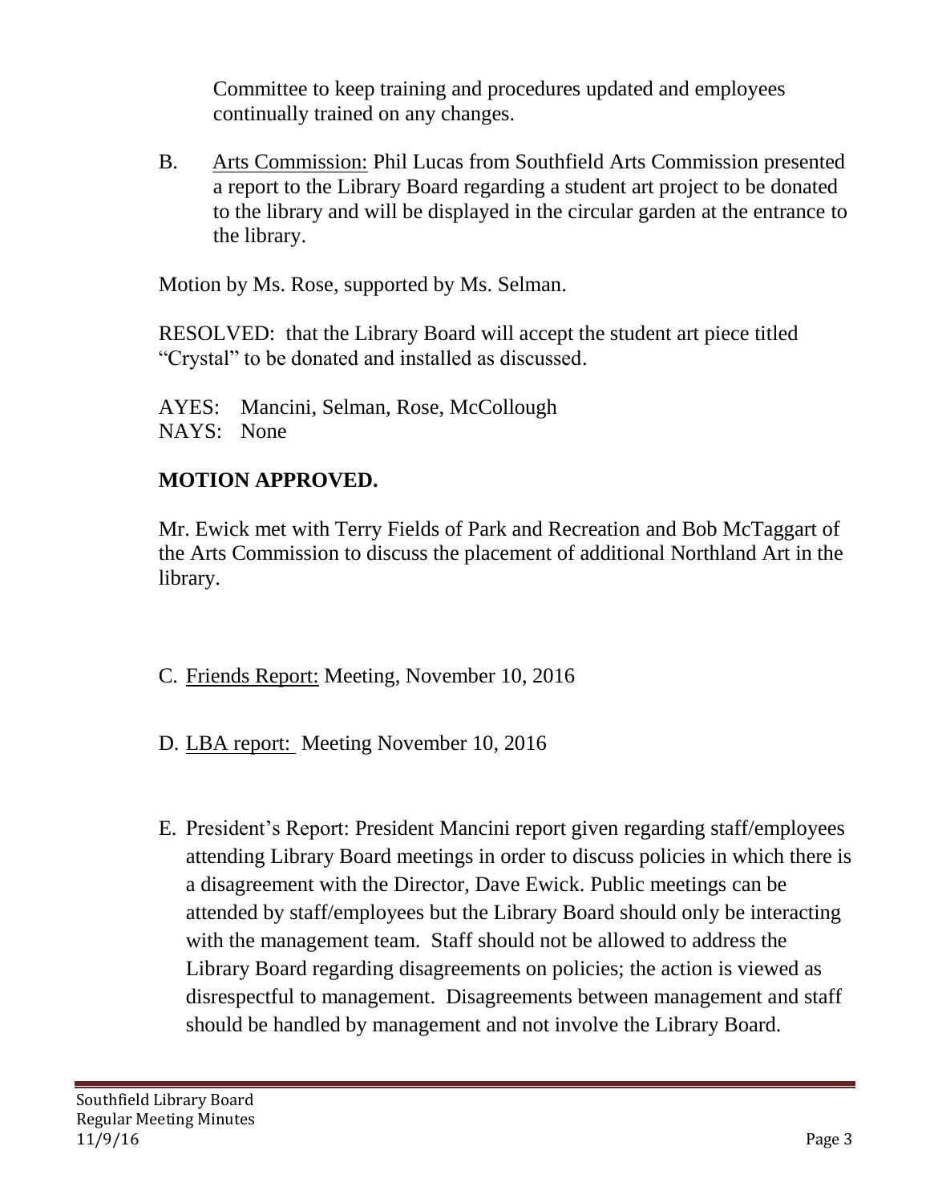Committee to keep training and procedures updated and employees continually trained on any changes.

B. Arts Commission: Phil Lucas from Southfield Arts Commission presented a report to the Library Board regarding a student art project to be donated to the library and will be displayed in the circular garden at the entrance to the library.

Motion by Ms. Rose, supported by Ms. Selman.

RESOLVED: that the Library Board will accept the student art piece titled “Crystal” to be donated and installed as discussed.

AYES: Mancini, Selman, Rose, McCollough
NAYS: None

**MOTION APPROVED.**

Mr. Ewick met with Terry Fields of Park and Recreation and Bob McTaggart of the Arts Commission to discuss the placement of additional Northland Art in the library.

C. Friends Report: Meeting, November 10, 2016

D. LBA report: Meeting November 10, 2016

E. President’s Report: President Mancini report given regarding staff/employees attending Library Board meetings in order to discuss policies in which there is a disagreement with the Director, Dave Ewick. Public meetings can be attended by staff/employees but the Library Board should only be interacting with the management team. Staff should not be allowed to address the Library Board regarding disagreements on policies; the action is viewed as disrespectful to management. Disagreements between management and staff should be handled by management and not involve the Library Board.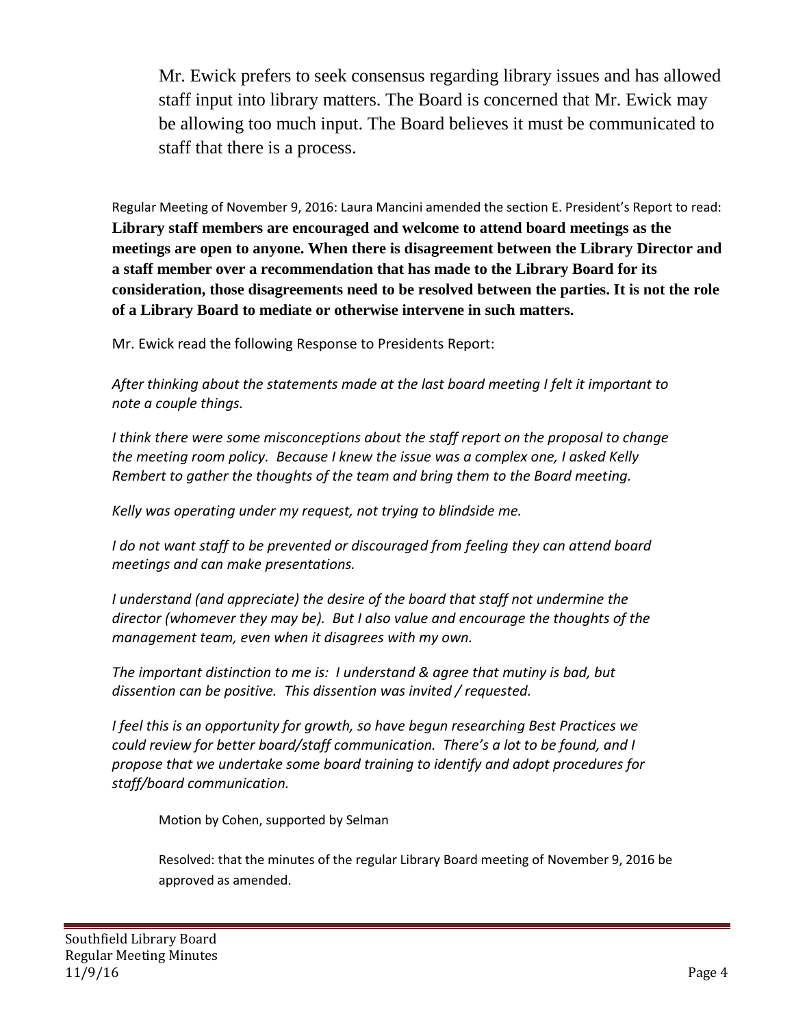Mr. Ewick prefers to seek consensus regarding library issues and has allowed staff input into library matters. The Board is concerned that Mr. Ewick may be allowing too much input. The Board believes it must be communicated to staff that there is a process.

Regular Meeting of November 9, 2016: Laura Mancini amended the section E. President's Report to read: **Library staff members are encouraged and welcome to attend board meetings as the meetings are open to anyone. When there is disagreement between the Library Director and a staff member over a recommendation that has made to the Library Board for its consideration, those disagreements need to be resolved between the parties. It is not the role of a Library Board to mediate or otherwise intervene in such matters.**

Mr. Ewick read the following Response to Presidents Report:

*After thinking about the statements made at the last board meeting I felt it important to note a couple things.*

*I think there were some misconceptions about the staff report on the proposal to change the meeting room policy. Because I knew the issue was a complex one, I asked Kelly Rembert to gather the thoughts of the team and bring them to the Board meeting.*

*Kelly was operating under my request, not trying to blindside me.*

*I do not want staff to be prevented or discouraged from feeling they can attend board meetings and can make presentations.*

*I understand (and appreciate) the desire of the board that staff not undermine the director (whomever they may be). But I also value and encourage the thoughts of the management team, even when it disagrees with my own.*

*The important distinction to me is: I understand & agree that mutiny is bad, but dissention can be positive. This dissention was invited / requested.*

*I feel this is an opportunity for growth, so have begun researching Best Practices we could review for better board/staff communication. There's a lot to be found, and I propose that we undertake some board training to identify and adopt procedures for staff/board communication.*

Motion by Cohen, supported by Selman

Resolved: that the minutes of the regular Library Board meeting of November 9, 2016 be approved as amended.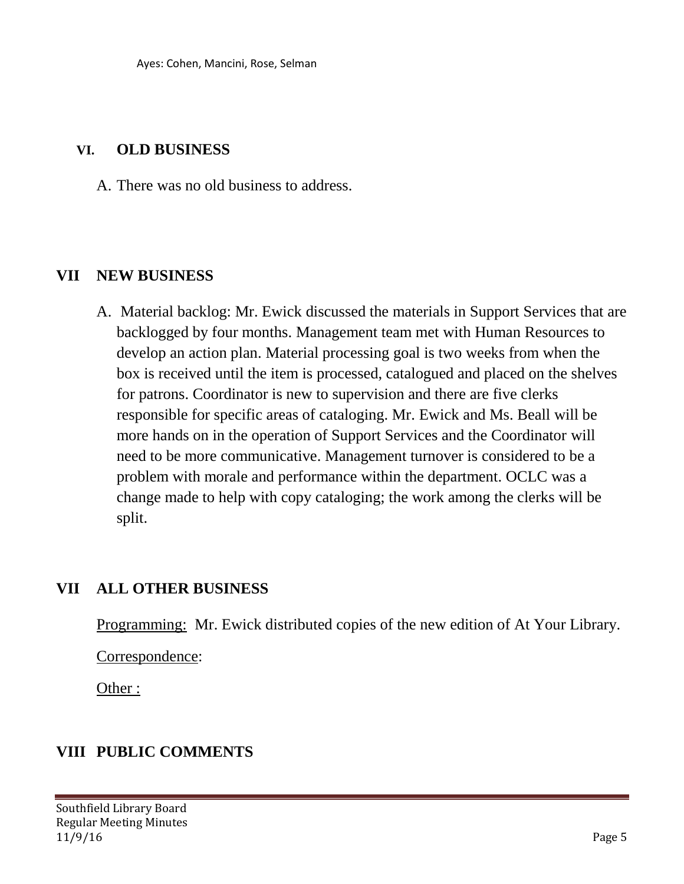Ayes: Cohen, Mancini, Rose, Selman

## VI. OLD BUSINESS

A. There was no old business to address.

## VII NEW BUSINESS

A. Material backlog: Mr. Ewick discussed the materials in Support Services that are backlogged by four months. Management team met with Human Resources to develop an action plan. Material processing goal is two weeks from when the box is received until the item is processed, catalogued and placed on the shelves for patrons. Coordinator is new to supervision and there are five clerks responsible for specific areas of cataloging. Mr. Ewick and Ms. Beall will be more hands on in the operation of Support Services and the Coordinator will need to be more communicative. Management turnover is considered to be a problem with morale and performance within the department. OCLC was a change made to help with copy cataloging; the work among the clerks will be split.

## VII ALL OTHER BUSINESS

Programming: Mr. Ewick distributed copies of the new edition of At Your Library.

Correspondence:

Other :

## VIII PUBLIC COMMENTS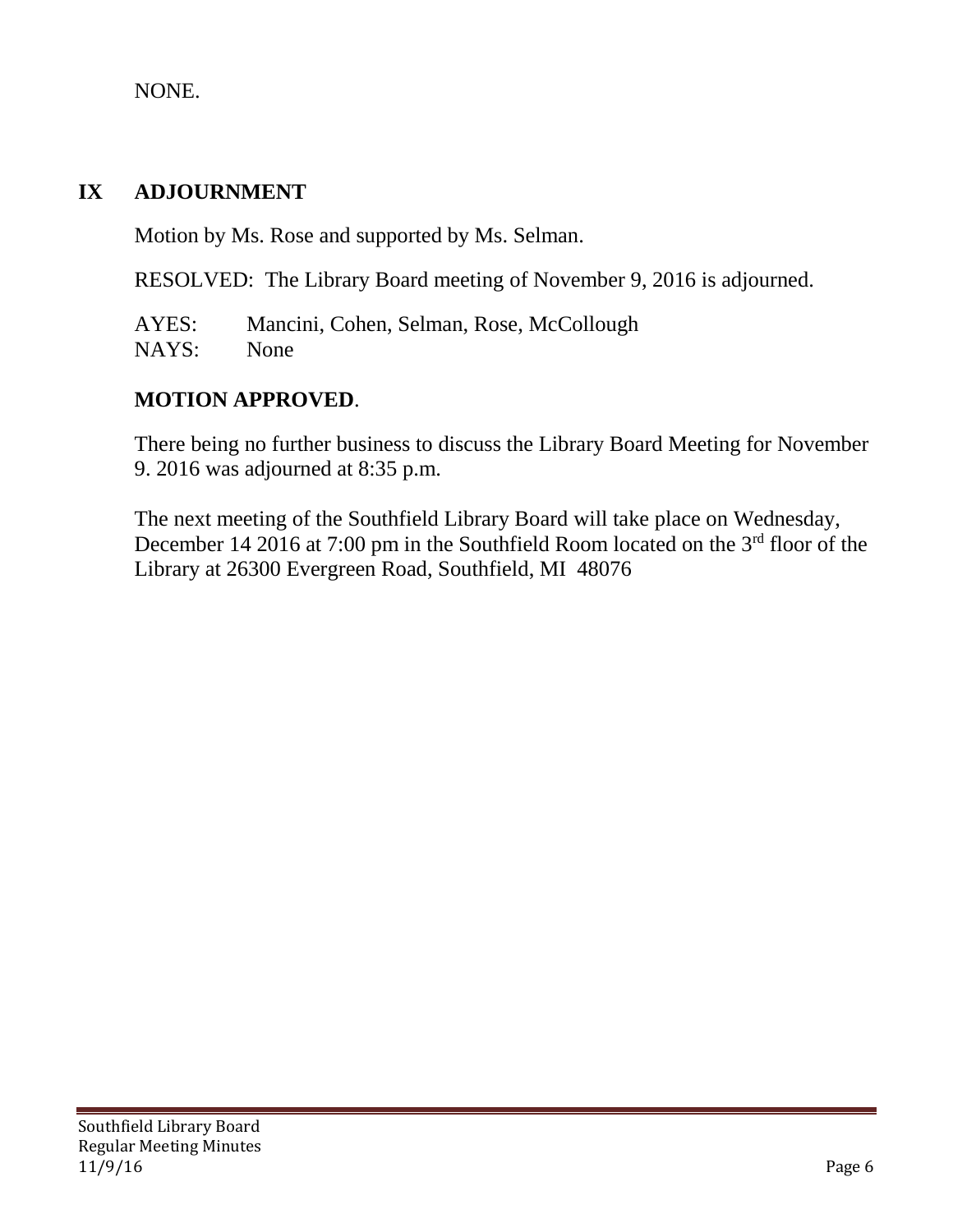NONE.

## IX ADJOURNMENT

Motion by Ms. Rose and supported by Ms. Selman.

RESOLVED: The Library Board meeting of November 9, 2016 is adjourned.

AYES: Mancini, Cohen, Selman, Rose, McCollough
NAYS: None

**MOTION APPROVED**.

There being no further business to discuss the Library Board Meeting for November 9. 2016 was adjourned at 8:35 p.m.

The next meeting of the Southfield Library Board will take place on Wednesday, December 14 2016 at 7:00 pm in the Southfield Room located on the 3rd floor of the Library at 26300 Evergreen Road, Southfield, MI 48076